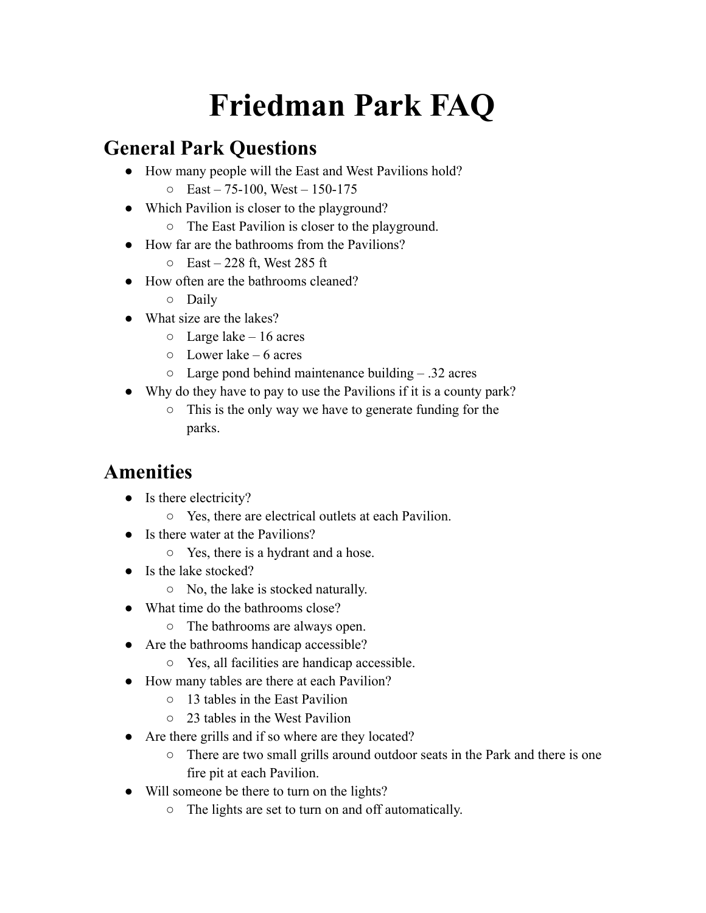# Friedman Park FAQ

## General Park Questions

- How many people will the East and West Pavilions hold?
  - East – 75-100, West – 150-175
- Which Pavilion is closer to the playground?
  - The East Pavilion is closer to the playground.
- How far are the bathrooms from the Pavilions?
  - East – 228 ft, West 285 ft
- How often are the bathrooms cleaned?
  - Daily
- What size are the lakes?
  - Large lake – 16 acres
  - Lower lake – 6 acres
  - Large pond behind maintenance building – .32 acres
- Why do they have to pay to use the Pavilions if it is a county park?
  - This is the only way we have to generate funding for the parks.

## Amenities

- Is there electricity?
  - Yes, there are electrical outlets at each Pavilion.
- Is there water at the Pavilions?
  - Yes, there is a hydrant and a hose.
- Is the lake stocked?
  - No, the lake is stocked naturally.
- What time do the bathrooms close?
  - The bathrooms are always open.
- Are the bathrooms handicap accessible?
  - Yes, all facilities are handicap accessible.
- How many tables are there at each Pavilion?
  - 13 tables in the East Pavilion
  - 23 tables in the West Pavilion
- Are there grills and if so where are they located?
  - There are two small grills around outdoor seats in the Park and there is one fire pit at each Pavilion.
- Will someone be there to turn on the lights?
  - The lights are set to turn on and off automatically.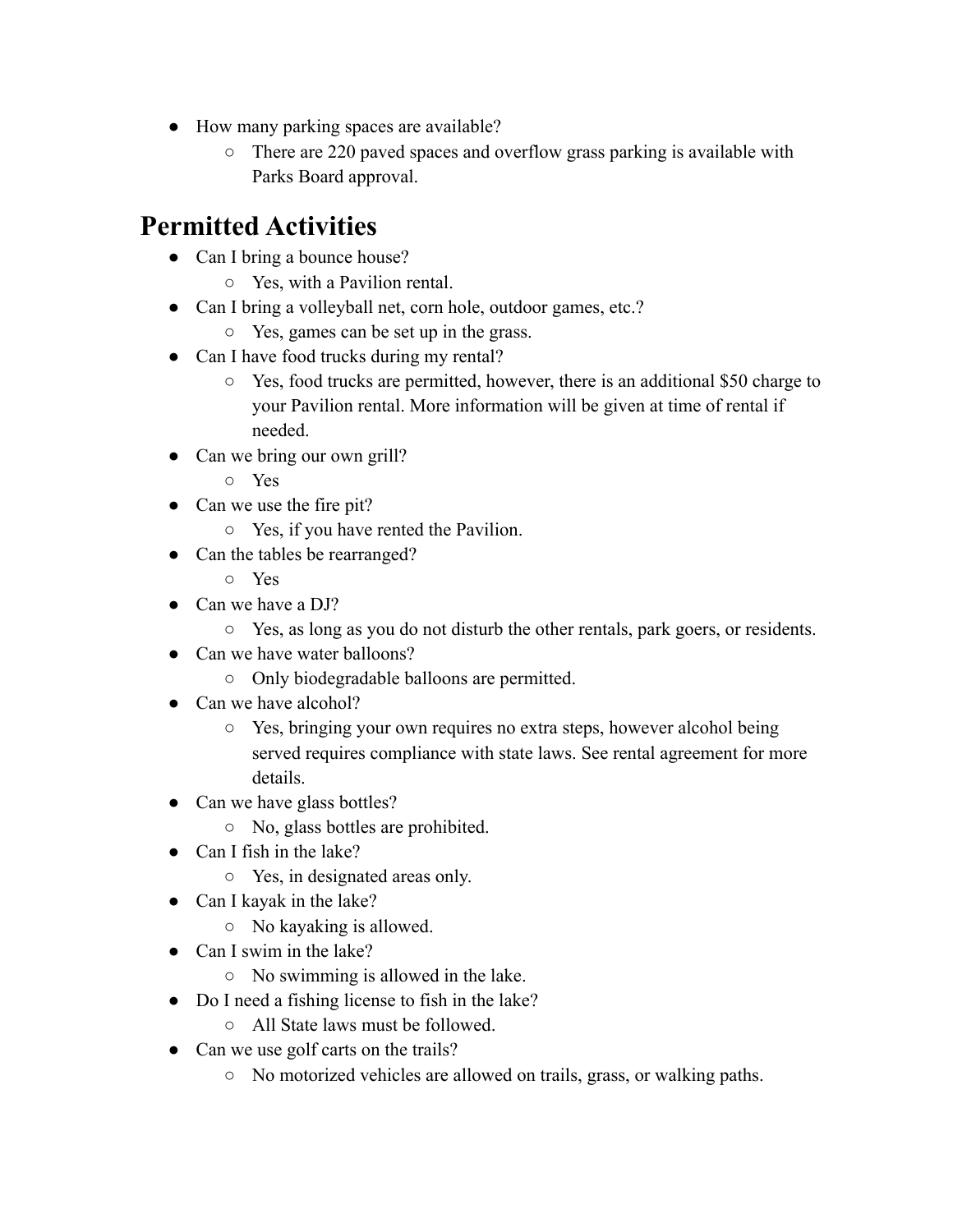- How many parking spaces are available?
    - There are 220 paved spaces and overflow grass parking is available with Parks Board approval.

## Permitted Activities

- Can I bring a bounce house?
    - Yes, with a Pavilion rental.
- Can I bring a volleyball net, corn hole, outdoor games, etc.?
    - Yes, games can be set up in the grass.
- Can I have food trucks during my rental?
    - Yes, food trucks are permitted, however, there is an additional $50 charge to your Pavilion rental. More information will be given at time of rental if needed.
- Can we bring our own grill?
    - Yes
- Can we use the fire pit?
    - Yes, if you have rented the Pavilion.
- Can the tables be rearranged?
    - Yes
- Can we have a DJ?
    - Yes, as long as you do not disturb the other rentals, park goers, or residents.
- Can we have water balloons?
    - Only biodegradable balloons are permitted.
- Can we have alcohol?
    - Yes, bringing your own requires no extra steps, however alcohol being served requires compliance with state laws. See rental agreement for more details.
- Can we have glass bottles?
    - No, glass bottles are prohibited.
- Can I fish in the lake?
    - Yes, in designated areas only.
- Can I kayak in the lake?
    - No kayaking is allowed.
- Can I swim in the lake?
    - No swimming is allowed in the lake.
- Do I need a fishing license to fish in the lake?
    - All State laws must be followed.
- Can we use golf carts on the trails?
    - No motorized vehicles are allowed on trails, grass, or walking paths.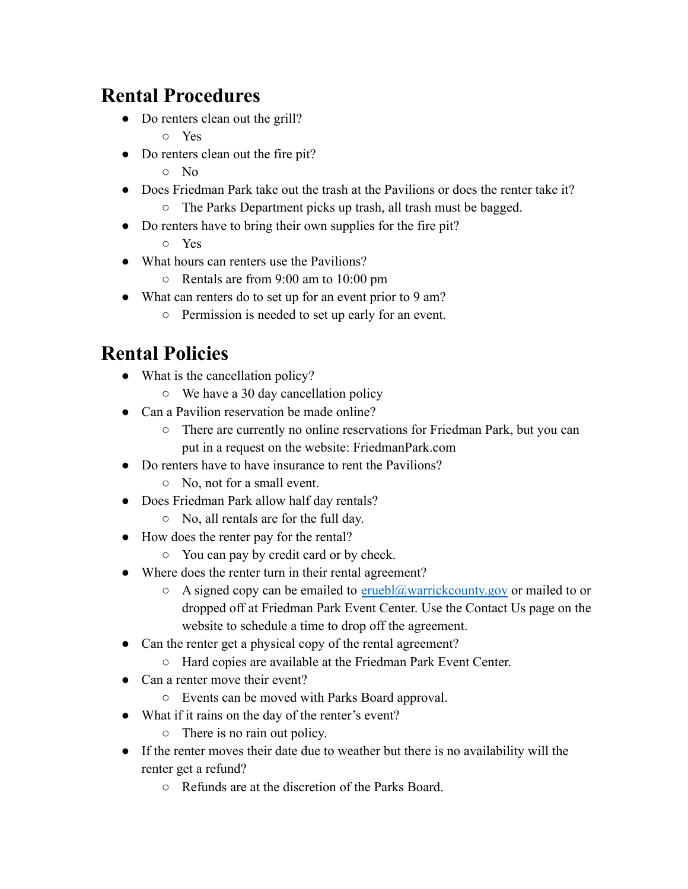# Rental Procedures

- Do renters clean out the grill?
    - Yes
- Do renters clean out the fire pit?
    - No
- Does Friedman Park take out the trash at the Pavilions or does the renter take it?
    - The Parks Department picks up trash, all trash must be bagged.
- Do renters have to bring their own supplies for the fire pit?
    - Yes
- What hours can renters use the Pavilions?
    - Rentals are from 9:00 am to 10:00 pm
- What can renters do to set up for an event prior to 9 am?
    - Permission is needed to set up early for an event.

# Rental Policies

- What is the cancellation policy?
    - We have a 30 day cancellation policy
- Can a Pavilion reservation be made online?
    - There are currently no online reservations for Friedman Park, but you can put in a request on the website: FriedmanPark.com
- Do renters have to have insurance to rent the Pavilions?
    - No, not for a small event.
- Does Friedman Park allow half day rentals?
    - No, all rentals are for the full day.
- How does the renter pay for the rental?
    - You can pay by credit card or by check.
- Where does the renter turn in their rental agreement?
    - A signed copy can be emailed to [eruebl@warrickcounty.gov](mailto:eruebl@warrickcounty.gov) or mailed to or dropped off at Friedman Park Event Center. Use the Contact Us page on the website to schedule a time to drop off the agreement.
- Can the renter get a physical copy of the rental agreement?
    - Hard copies are available at the Friedman Park Event Center.
- Can a renter move their event?
    - Events can be moved with Parks Board approval.
- What if it rains on the day of the renter's event?
    - There is no rain out policy.
- If the renter moves their date due to weather but there is no availability will the renter get a refund?
    - Refunds are at the discretion of the Parks Board.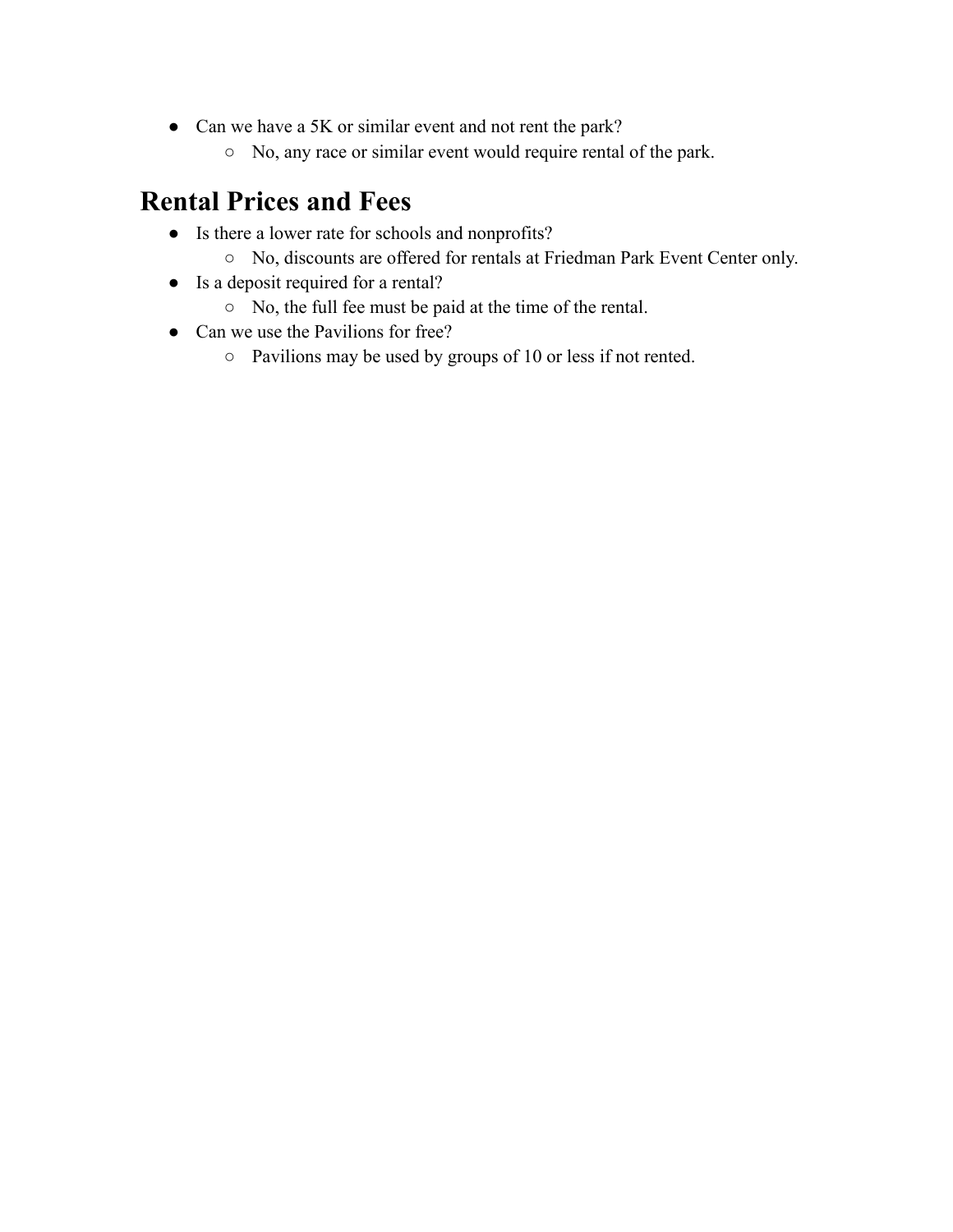- Can we have a 5K or similar event and not rent the park?
  - No, any race or similar event would require rental of the park.

## Rental Prices and Fees

- Is there a lower rate for schools and nonprofits?
  - No, discounts are offered for rentals at Friedman Park Event Center only.
- Is a deposit required for a rental?
  - No, the full fee must be paid at the time of the rental.
- Can we use the Pavilions for free?
  - Pavilions may be used by groups of 10 or less if not rented.